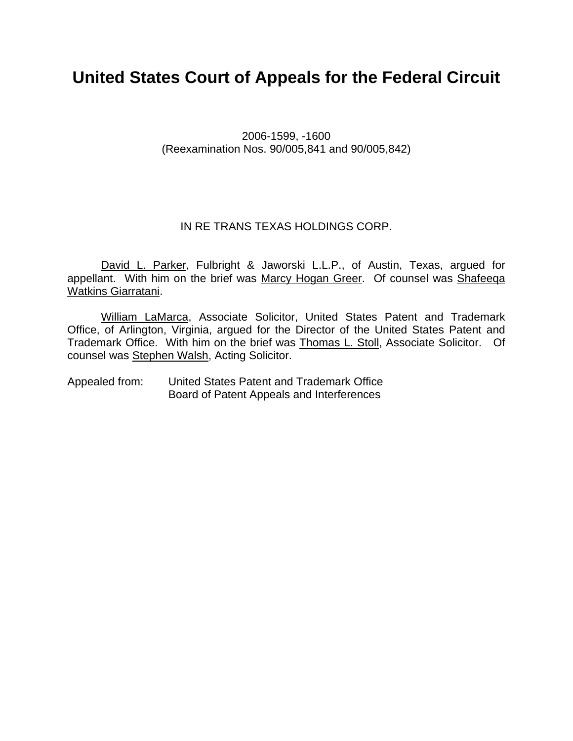# United States Court of Appeals for the Federal Circuit

2006-1599, -1600
(Reexamination Nos. 90/005,841 and 90/005,842)

IN RE TRANS TEXAS HOLDINGS CORP.

David L. Parker, Fulbright & Jaworski L.L.P., of Austin, Texas, argued for appellant. With him on the brief was Marcy Hogan Greer. Of counsel was Shafeeqa Watkins Giarratani.

William LaMarca, Associate Solicitor, United States Patent and Trademark Office, of Arlington, Virginia, argued for the Director of the United States Patent and Trademark Office. With him on the brief was Thomas L. Stoll, Associate Solicitor. Of counsel was Stephen Walsh, Acting Solicitor.

Appealed from: United States Patent and Trademark Office
Board of Patent Appeals and Interferences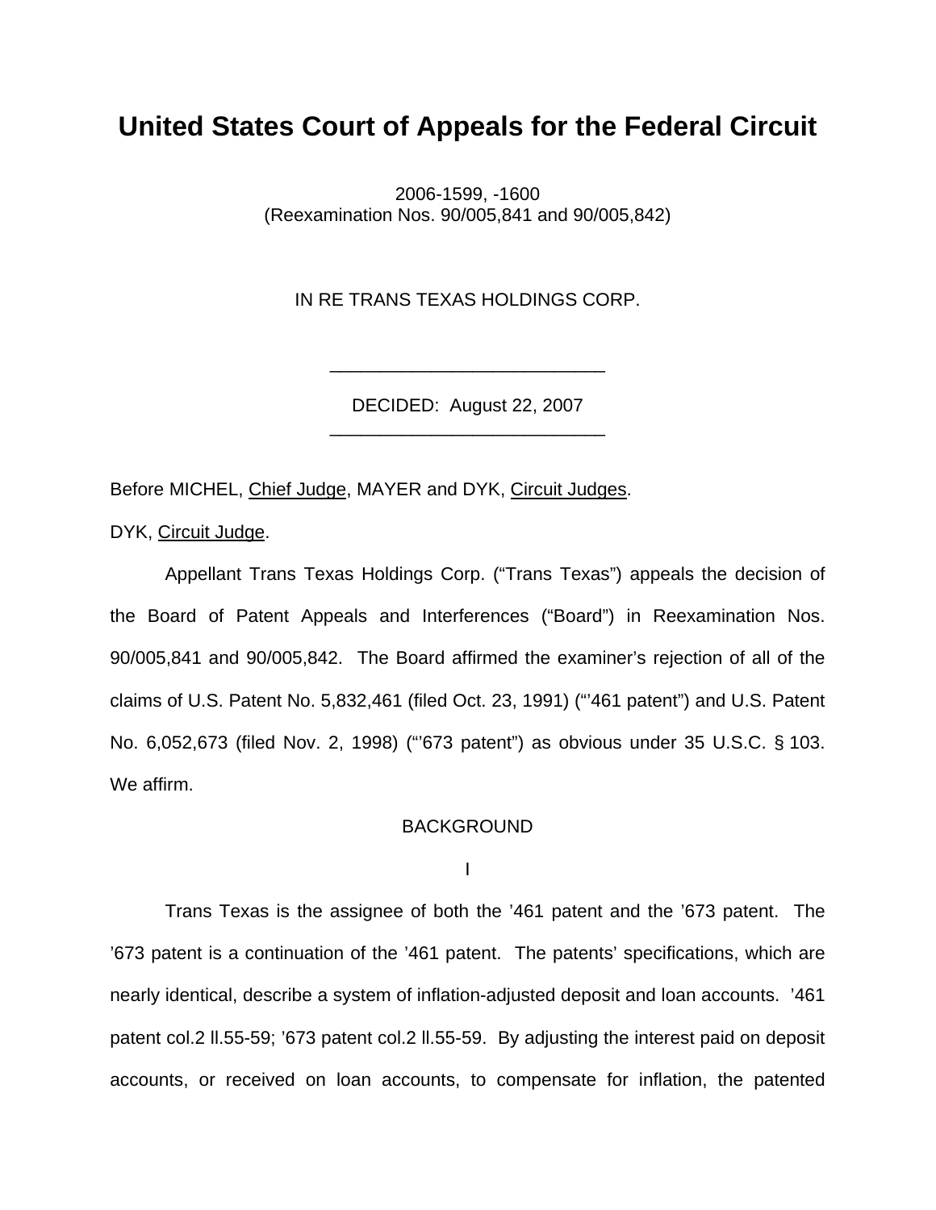# United States Court of Appeals for the Federal Circuit

2006-1599, -1600
(Reexamination Nos. 90/005,841 and 90/005,842)

IN RE TRANS TEXAS HOLDINGS CORP.

---

DECIDED: August 22, 2007

---

Before MICHEL, Chief Judge, MAYER and DYK, Circuit Judges.

DYK, Circuit Judge.

Appellant Trans Texas Holdings Corp. ("Trans Texas") appeals the decision of the Board of Patent Appeals and Interferences ("Board") in Reexamination Nos. 90/005,841 and 90/005,842. The Board affirmed the examiner's rejection of all of the claims of U.S. Patent No. 5,832,461 (filed Oct. 23, 1991) ("'461 patent") and U.S. Patent No. 6,052,673 (filed Nov. 2, 1998) ("'673 patent") as obvious under 35 U.S.C. § 103. We affirm.

BACKGROUND

I

Trans Texas is the assignee of both the '461 patent and the '673 patent. The '673 patent is a continuation of the '461 patent. The patents' specifications, which are nearly identical, describe a system of inflation-adjusted deposit and loan accounts. '461 patent col.2 ll.55-59; '673 patent col.2 ll.55-59. By adjusting the interest paid on deposit accounts, or received on loan accounts, to compensate for inflation, the patented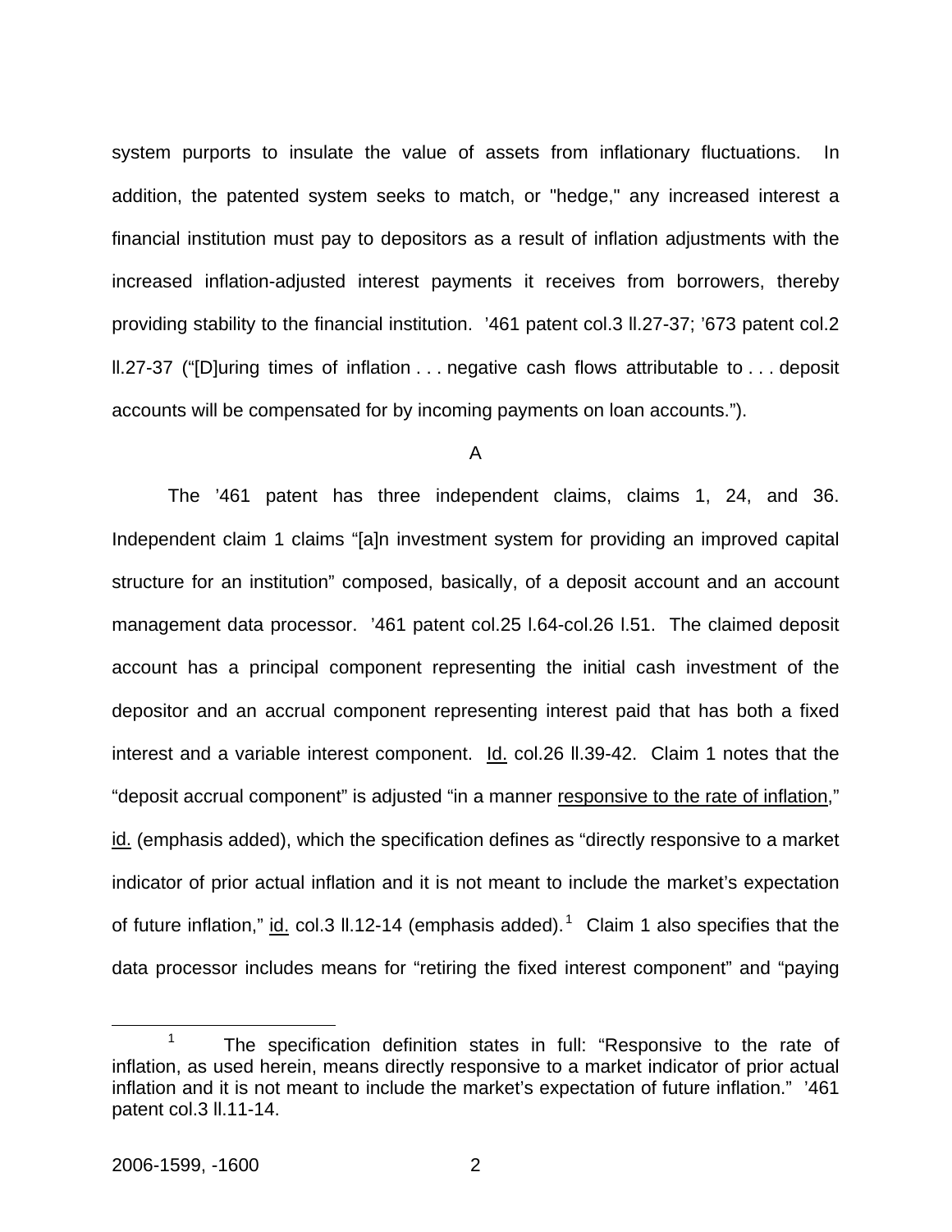system purports to insulate the value of assets from inflationary fluctuations. In addition, the patented system seeks to match, or "hedge," any increased interest a financial institution must pay to depositors as a result of inflation adjustments with the increased inflation-adjusted interest payments it receives from borrowers, thereby providing stability to the financial institution. ’461 patent col.3 ll.27-37; ’673 patent col.2 ll.27-37 (“[D]uring times of inflation . . . negative cash flows attributable to . . . deposit accounts will be compensated for by incoming payments on loan accounts.”).

A

The ’461 patent has three independent claims, claims 1, 24, and 36. Independent claim 1 claims “[a]n investment system for providing an improved capital structure for an institution” composed, basically, of a deposit account and an account management data processor. ’461 patent col.25 l.64-col.26 l.51. The claimed deposit account has a principal component representing the initial cash investment of the depositor and an accrual component representing interest paid that has both a fixed interest and a variable interest component. Id. col.26 ll.39-42. Claim 1 notes that the “deposit accrual component” is adjusted “in a manner responsive to the rate of inflation,” id. (emphasis added), which the specification defines as “directly responsive to a market indicator of prior actual inflation and it is not meant to include the market’s expectation of future inflation,” id. col.3 ll.12-14 (emphasis added).[1] Claim 1 also specifies that the data processor includes means for “retiring the fixed interest component” and “paying

[1] The specification definition states in full: “Responsive to the rate of inflation, as used herein, means directly responsive to a market indicator of prior actual inflation and it is not meant to include the market’s expectation of future inflation.” ’461 patent col.3 ll.11-14.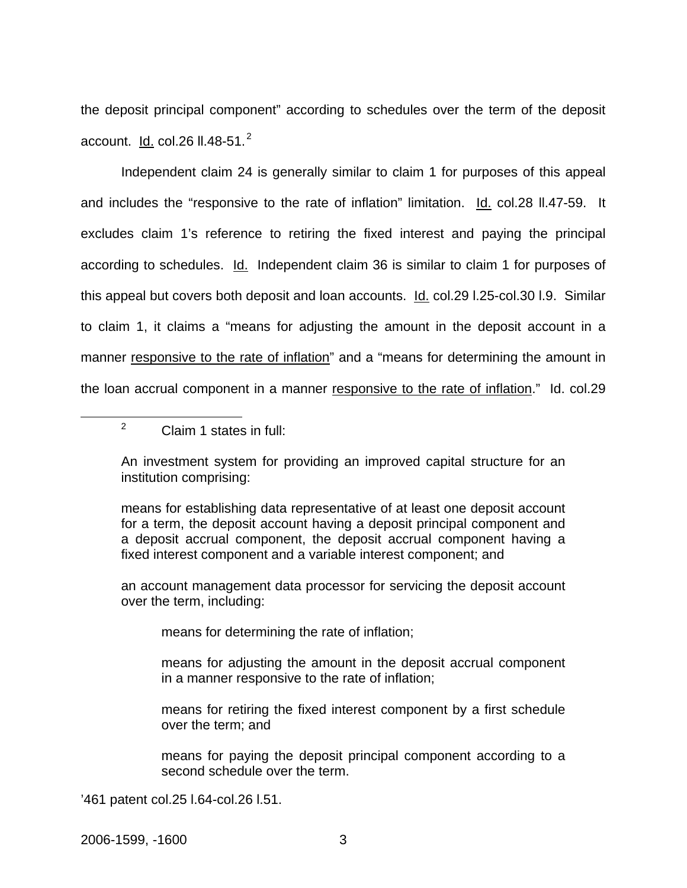the deposit principal component" according to schedules over the term of the deposit account. Id. col.26 ll.48-51.[2]

Independent claim 24 is generally similar to claim 1 for purposes of this appeal and includes the "responsive to the rate of inflation" limitation. Id. col.28 ll.47-59. It excludes claim 1's reference to retiring the fixed interest and paying the principal according to schedules. Id. Independent claim 36 is similar to claim 1 for purposes of this appeal but covers both deposit and loan accounts. Id. col.29 l.25-col.30 l.9. Similar to claim 1, it claims a "means for adjusting the amount in the deposit account in a manner responsive to the rate of inflation" and a "means for determining the amount in the loan accrual component in a manner responsive to the rate of inflation." Id. col.29

---

[2] Claim 1 states in full:

> An investment system for providing an improved capital structure for an institution comprising:
>
> means for establishing data representative of at least one deposit account for a term, the deposit account having a deposit principal component and a deposit accrual component, the deposit accrual component having a fixed interest component and a variable interest component; and
>
> an account management data processor for servicing the deposit account over the term, including:
>
> > means for determining the rate of inflation;
> >
> > means for adjusting the amount in the deposit accrual component in a manner responsive to the rate of inflation;
> >
> > means for retiring the fixed interest component by a first schedule over the term; and
> >
> > means for paying the deposit principal component according to a second schedule over the term.

'461 patent col.25 l.64-col.26 l.51.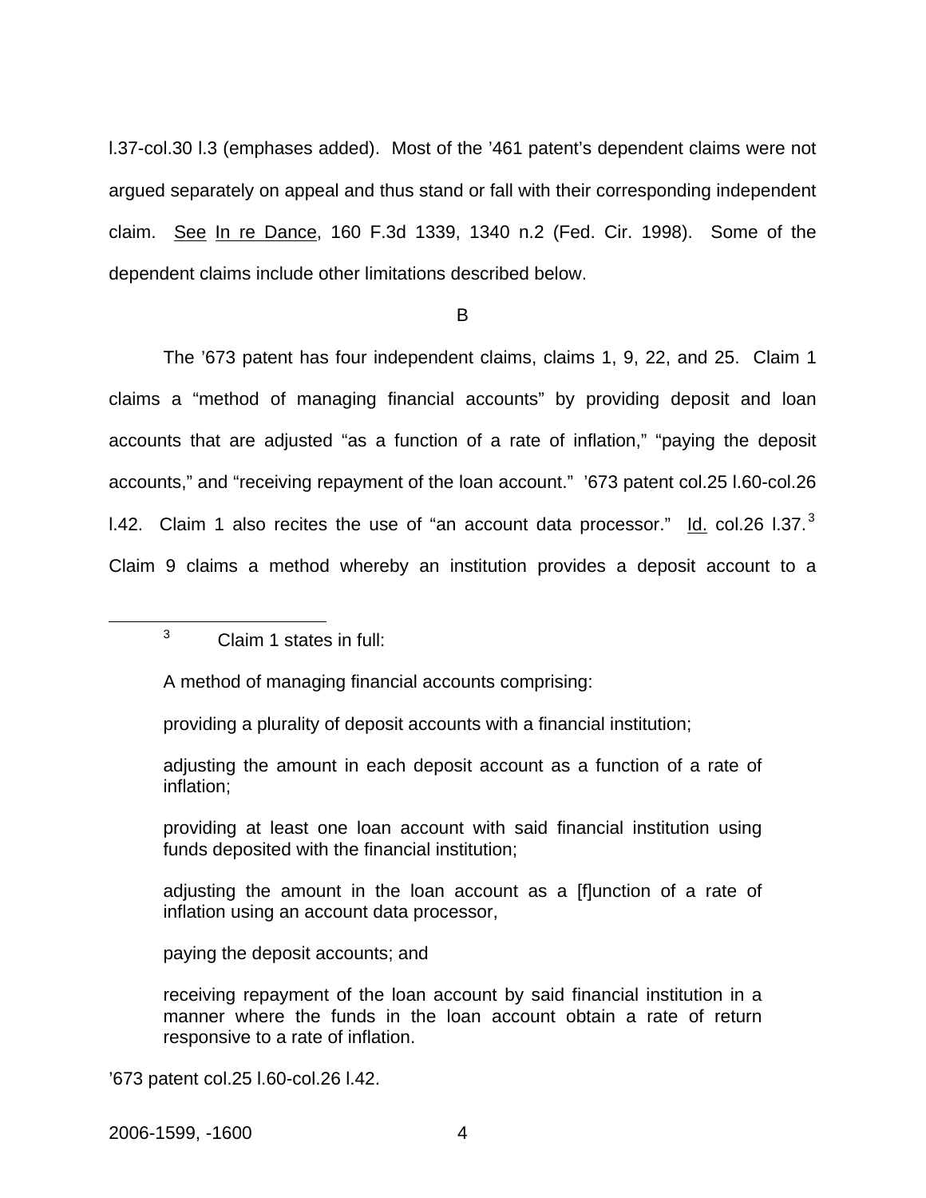l.37-col.30 l.3 (emphases added). Most of the '461 patent's dependent claims were not argued separately on appeal and thus stand or fall with their corresponding independent claim. See In re Dance, 160 F.3d 1339, 1340 n.2 (Fed. Cir. 1998). Some of the dependent claims include other limitations described below.

B

The '673 patent has four independent claims, claims 1, 9, 22, and 25. Claim 1 claims a "method of managing financial accounts" by providing deposit and loan accounts that are adjusted "as a function of a rate of inflation," "paying the deposit accounts," and "receiving repayment of the loan account." '673 patent col.25 l.60-col.26 l.42. Claim 1 also recites the use of "an account data processor." Id. col.26 l.37.[3] Claim 9 claims a method whereby an institution provides a deposit account to a

---

[3] Claim 1 states in full:

> A method of managing financial accounts comprising:
>
> providing a plurality of deposit accounts with a financial institution;
>
> adjusting the amount in each deposit account as a function of a rate of inflation;
>
> providing at least one loan account with said financial institution using funds deposited with the financial institution;
>
> adjusting the amount in the loan account as a [f]unction of a rate of inflation using an account data processor,
>
> paying the deposit accounts; and
>
> receiving repayment of the loan account by said financial institution in a manner where the funds in the loan account obtain a rate of return responsive to a rate of inflation.

'673 patent col.25 l.60-col.26 l.42.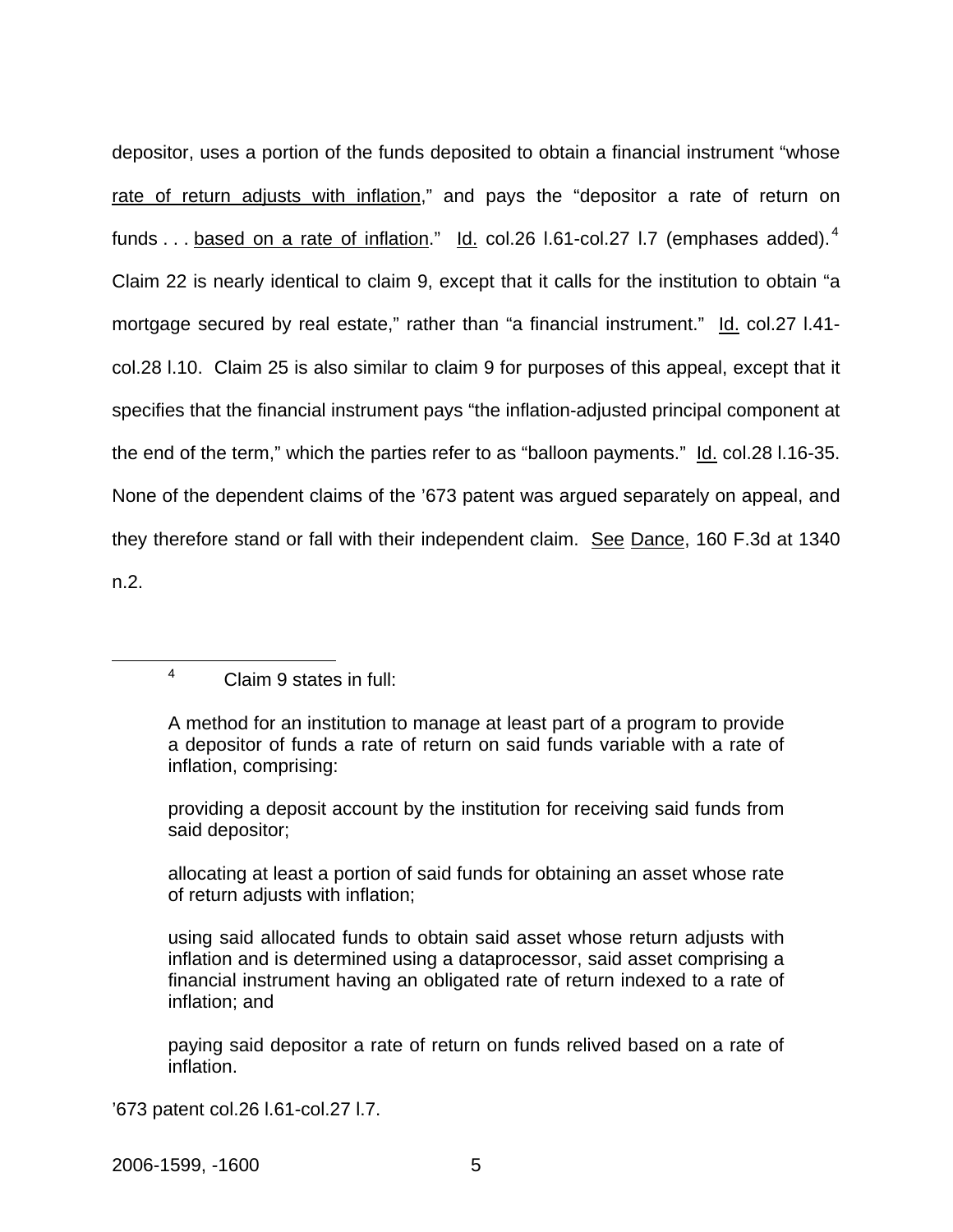depositor, uses a portion of the funds deposited to obtain a financial instrument "whose rate of return adjusts with inflation," and pays the "depositor a rate of return on funds . . . based on a rate of inflation." Id. col.26 l.61-col.27 l.7 (emphases added).[4] Claim 22 is nearly identical to claim 9, except that it calls for the institution to obtain "a mortgage secured by real estate," rather than "a financial instrument." Id. col.27 l.41-col.28 l.10. Claim 25 is also similar to claim 9 for purposes of this appeal, except that it specifies that the financial instrument pays "the inflation-adjusted principal component at the end of the term," which the parties refer to as "balloon payments." Id. col.28 l.16-35. None of the dependent claims of the '673 patent was argued separately on appeal, and they therefore stand or fall with their independent claim. See Dance, 160 F.3d at 1340 n.2.

---

[4] Claim 9 states in full:

> A method for an institution to manage at least part of a program to provide a depositor of funds a rate of return on said funds variable with a rate of inflation, comprising:
>
> providing a deposit account by the institution for receiving said funds from said depositor;
>
> allocating at least a portion of said funds for obtaining an asset whose rate of return adjusts with inflation;
>
> using said allocated funds to obtain said asset whose return adjusts with inflation and is determined using a dataprocessor, said asset comprising a financial instrument having an obligated rate of return indexed to a rate of inflation; and
>
> paying said depositor a rate of return on funds relived based on a rate of inflation.

'673 patent col.26 l.61-col.27 l.7.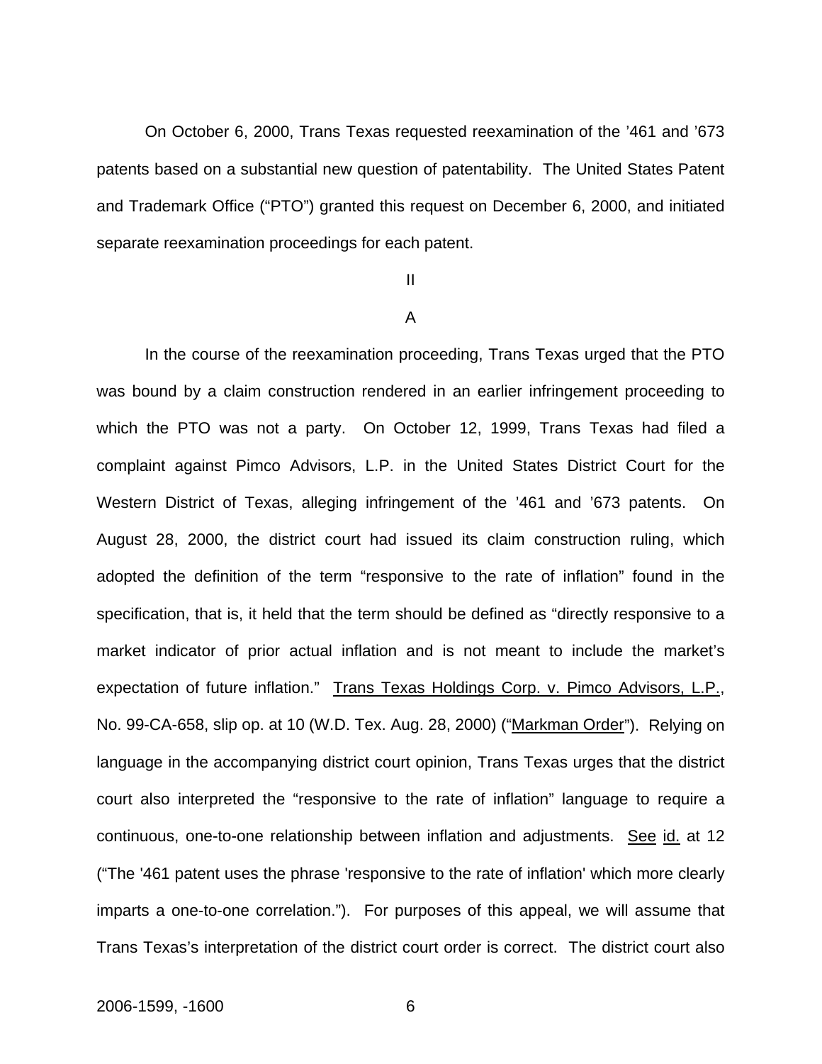On October 6, 2000, Trans Texas requested reexamination of the ’461 and ’673 patents based on a substantial new question of patentability. The United States Patent and Trademark Office (“PTO”) granted this request on December 6, 2000, and initiated separate reexamination proceedings for each patent.

II

A

In the course of the reexamination proceeding, Trans Texas urged that the PTO was bound by a claim construction rendered in an earlier infringement proceeding to which the PTO was not a party. On October 12, 1999, Trans Texas had filed a complaint against Pimco Advisors, L.P. in the United States District Court for the Western District of Texas, alleging infringement of the ’461 and ’673 patents. On August 28, 2000, the district court had issued its claim construction ruling, which adopted the definition of the term “responsive to the rate of inflation” found in the specification, that is, it held that the term should be defined as “directly responsive to a market indicator of prior actual inflation and is not meant to include the market’s expectation of future inflation.” Trans Texas Holdings Corp. v. Pimco Advisors, L.P., No. 99-CA-658, slip op. at 10 (W.D. Tex. Aug. 28, 2000) (“Markman Order”). Relying on language in the accompanying district court opinion, Trans Texas urges that the district court also interpreted the “responsive to the rate of inflation” language to require a continuous, one-to-one relationship between inflation and adjustments. See id. at 12 (“The '461 patent uses the phrase 'responsive to the rate of inflation' which more clearly imparts a one-to-one correlation.”). For purposes of this appeal, we will assume that Trans Texas’s interpretation of the district court order is correct. The district court also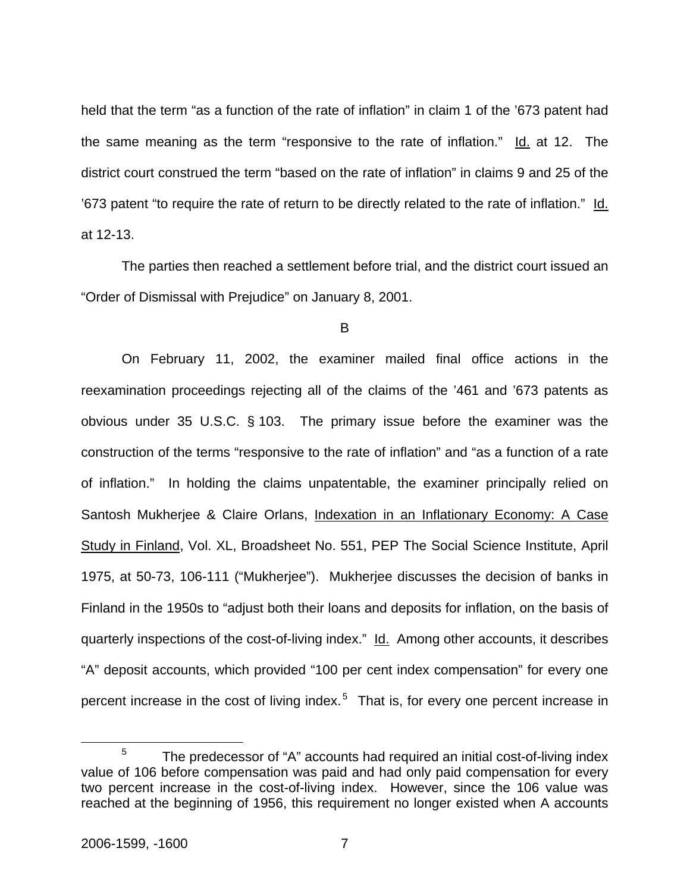held that the term “as a function of the rate of inflation” in claim 1 of the ’673 patent had the same meaning as the term “responsive to the rate of inflation.” Id. at 12. The district court construed the term “based on the rate of inflation” in claims 9 and 25 of the ’673 patent “to require the rate of return to be directly related to the rate of inflation.” Id. at 12-13.

The parties then reached a settlement before trial, and the district court issued an “Order of Dismissal with Prejudice” on January 8, 2001.

B

On February 11, 2002, the examiner mailed final office actions in the reexamination proceedings rejecting all of the claims of the ’461 and ’673 patents as obvious under 35 U.S.C. § 103. The primary issue before the examiner was the construction of the terms “responsive to the rate of inflation” and “as a function of a rate of inflation.” In holding the claims unpatentable, the examiner principally relied on Santosh Mukherjee & Claire Orlans, Indexation in an Inflationary Economy: A Case Study in Finland, Vol. XL, Broadsheet No. 551, PEP The Social Science Institute, April 1975, at 50-73, 106-111 (“Mukherjee”). Mukherjee discusses the decision of banks in Finland in the 1950s to “adjust both their loans and deposits for inflation, on the basis of quarterly inspections of the cost-of-living index.” Id. Among other accounts, it describes “A” deposit accounts, which provided “100 per cent index compensation” for every one percent increase in the cost of living index.[5] That is, for every one percent increase in

[5] The predecessor of “A” accounts had required an initial cost-of-living index value of 106 before compensation was paid and had only paid compensation for every two percent increase in the cost-of-living index. However, since the 106 value was reached at the beginning of 1956, this requirement no longer existed when A accounts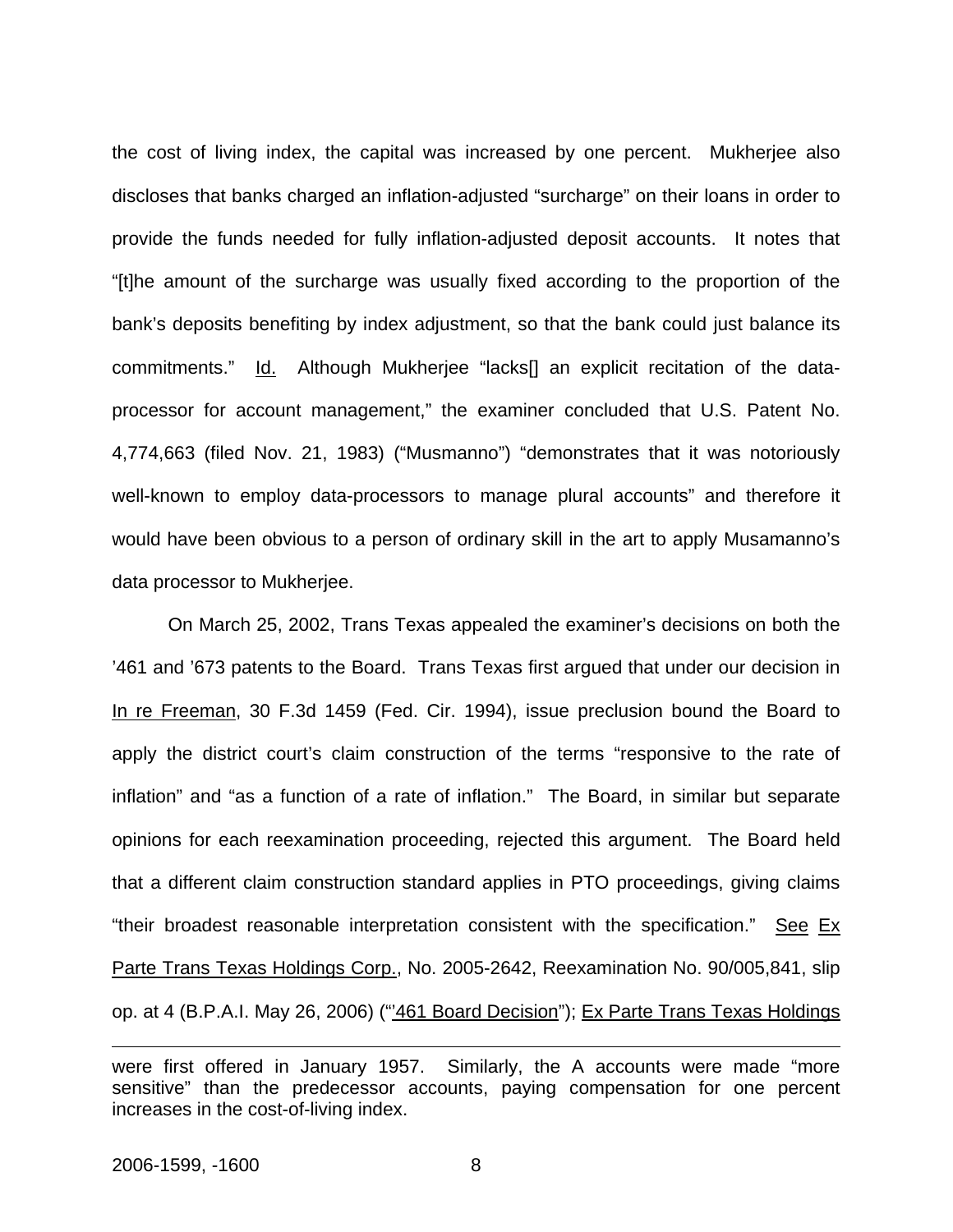the cost of living index, the capital was increased by one percent. Mukherjee also discloses that banks charged an inflation-adjusted "surcharge" on their loans in order to provide the funds needed for fully inflation-adjusted deposit accounts. It notes that "[t]he amount of the surcharge was usually fixed according to the proportion of the bank's deposits benefiting by index adjustment, so that the bank could just balance its commitments." Id. Although Mukherjee "lacks[] an explicit recitation of the data-processor for account management," the examiner concluded that U.S. Patent No. 4,774,663 (filed Nov. 21, 1983) ("Musmanno") "demonstrates that it was notoriously well-known to employ data-processors to manage plural accounts" and therefore it would have been obvious to a person of ordinary skill in the art to apply Musamanno's data processor to Mukherjee.

On March 25, 2002, Trans Texas appealed the examiner's decisions on both the '461 and '673 patents to the Board. Trans Texas first argued that under our decision in In re Freeman, 30 F.3d 1459 (Fed. Cir. 1994), issue preclusion bound the Board to apply the district court's claim construction of the terms "responsive to the rate of inflation" and "as a function of a rate of inflation." The Board, in similar but separate opinions for each reexamination proceeding, rejected this argument. The Board held that a different claim construction standard applies in PTO proceedings, giving claims "their broadest reasonable interpretation consistent with the specification." See Ex Parte Trans Texas Holdings Corp., No. 2005-2642, Reexamination No. 90/005,841, slip op. at 4 (B.P.A.I. May 26, 2006) ("'461 Board Decision"); Ex Parte Trans Texas Holdings

---

were first offered in January 1957. Similarly, the A accounts were made "more sensitive" than the predecessor accounts, paying compensation for one percent increases in the cost-of-living index.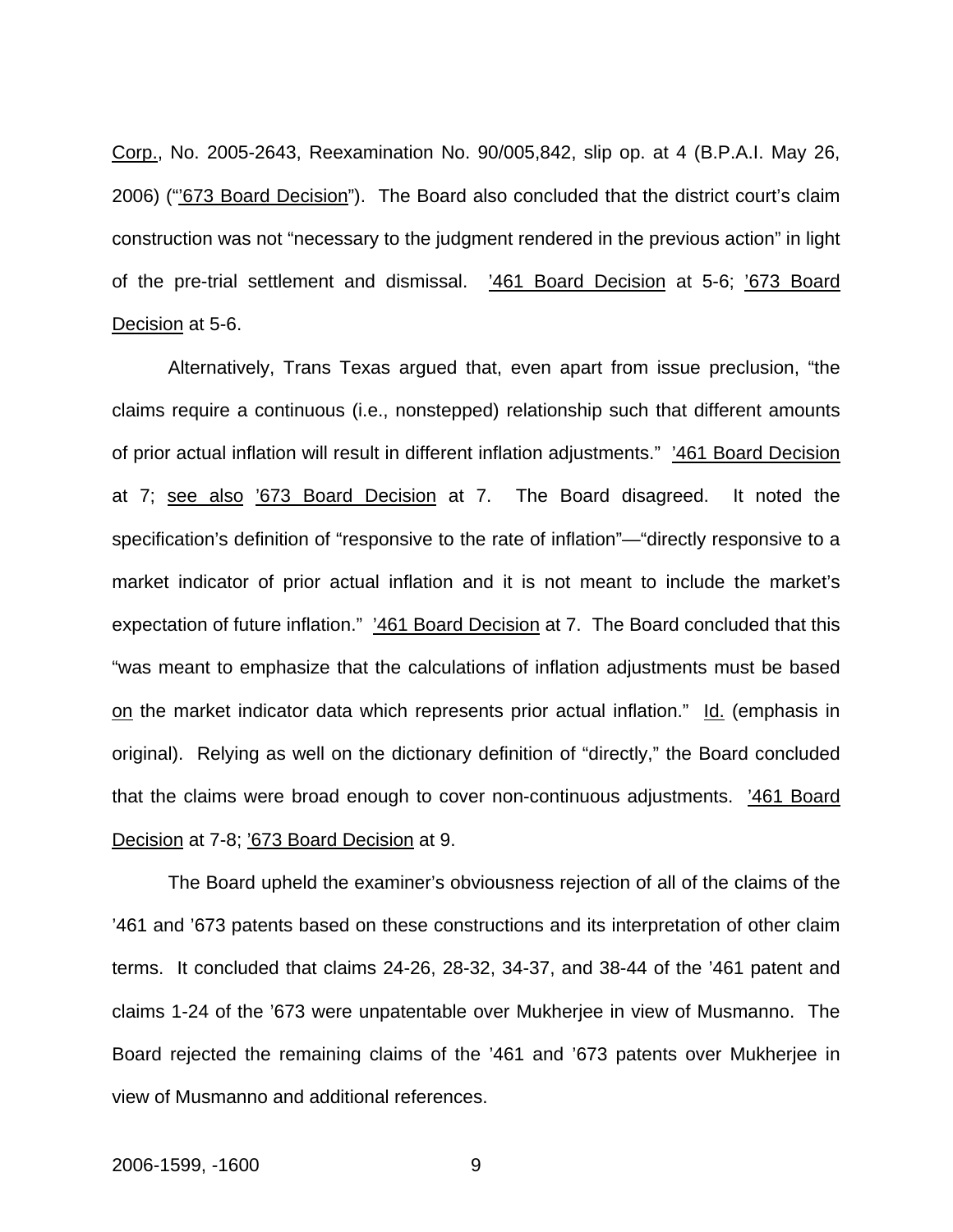Corp., No. 2005-2643, Reexamination No. 90/005,842, slip op. at 4 (B.P.A.I. May 26, 2006) ("'673 Board Decision"). The Board also concluded that the district court's claim construction was not "necessary to the judgment rendered in the previous action" in light of the pre-trial settlement and dismissal. '461 Board Decision at 5-6; '673 Board Decision at 5-6.

Alternatively, Trans Texas argued that, even apart from issue preclusion, "the claims require a continuous (i.e., nonstepped) relationship such that different amounts of prior actual inflation will result in different inflation adjustments." '461 Board Decision at 7; see also '673 Board Decision at 7. The Board disagreed. It noted the specification's definition of "responsive to the rate of inflation"—"directly responsive to a market indicator of prior actual inflation and it is not meant to include the market's expectation of future inflation." '461 Board Decision at 7. The Board concluded that this "was meant to emphasize that the calculations of inflation adjustments must be based on the market indicator data which represents prior actual inflation." Id. (emphasis in original). Relying as well on the dictionary definition of "directly," the Board concluded that the claims were broad enough to cover non-continuous adjustments. '461 Board Decision at 7-8; '673 Board Decision at 9.

The Board upheld the examiner's obviousness rejection of all of the claims of the '461 and '673 patents based on these constructions and its interpretation of other claim terms. It concluded that claims 24-26, 28-32, 34-37, and 38-44 of the '461 patent and claims 1-24 of the '673 were unpatentable over Mukherjee in view of Musmanno. The Board rejected the remaining claims of the '461 and '673 patents over Mukherjee in view of Musmanno and additional references.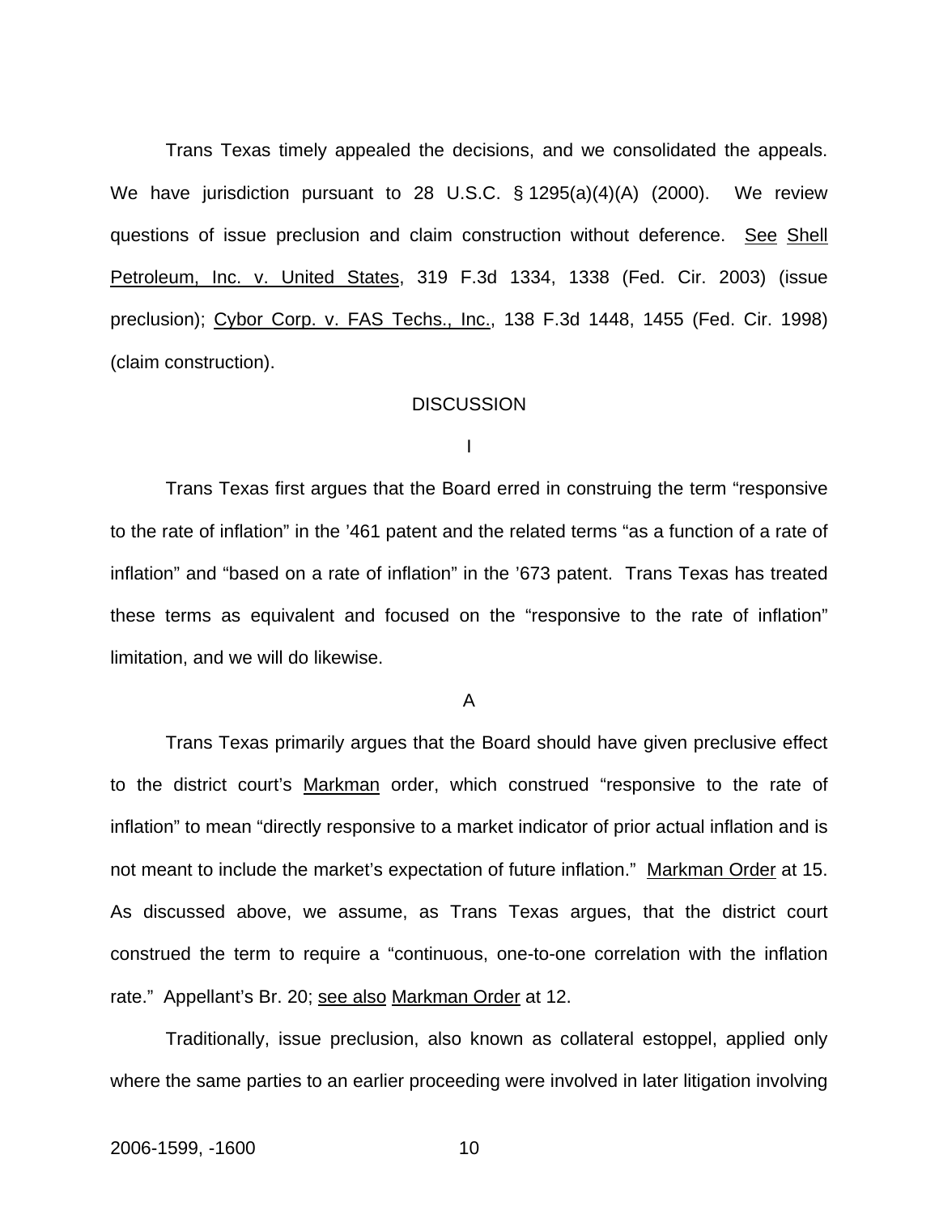Trans Texas timely appealed the decisions, and we consolidated the appeals. We have jurisdiction pursuant to 28 U.S.C. § 1295(a)(4)(A) (2000). We review questions of issue preclusion and claim construction without deference. See Shell Petroleum, Inc. v. United States, 319 F.3d 1334, 1338 (Fed. Cir. 2003) (issue preclusion); Cybor Corp. v. FAS Techs., Inc., 138 F.3d 1448, 1455 (Fed. Cir. 1998) (claim construction).

## DISCUSSION

### I

Trans Texas first argues that the Board erred in construing the term "responsive to the rate of inflation" in the '461 patent and the related terms "as a function of a rate of inflation" and "based on a rate of inflation" in the '673 patent. Trans Texas has treated these terms as equivalent and focused on the "responsive to the rate of inflation" limitation, and we will do likewise.

#### A

Trans Texas primarily argues that the Board should have given preclusive effect to the district court's Markman order, which construed "responsive to the rate of inflation" to mean "directly responsive to a market indicator of prior actual inflation and is not meant to include the market's expectation of future inflation." Markman Order at 15. As discussed above, we assume, as Trans Texas argues, that the district court construed the term to require a "continuous, one-to-one correlation with the inflation rate." Appellant's Br. 20; see also Markman Order at 12.

Traditionally, issue preclusion, also known as collateral estoppel, applied only where the same parties to an earlier proceeding were involved in later litigation involving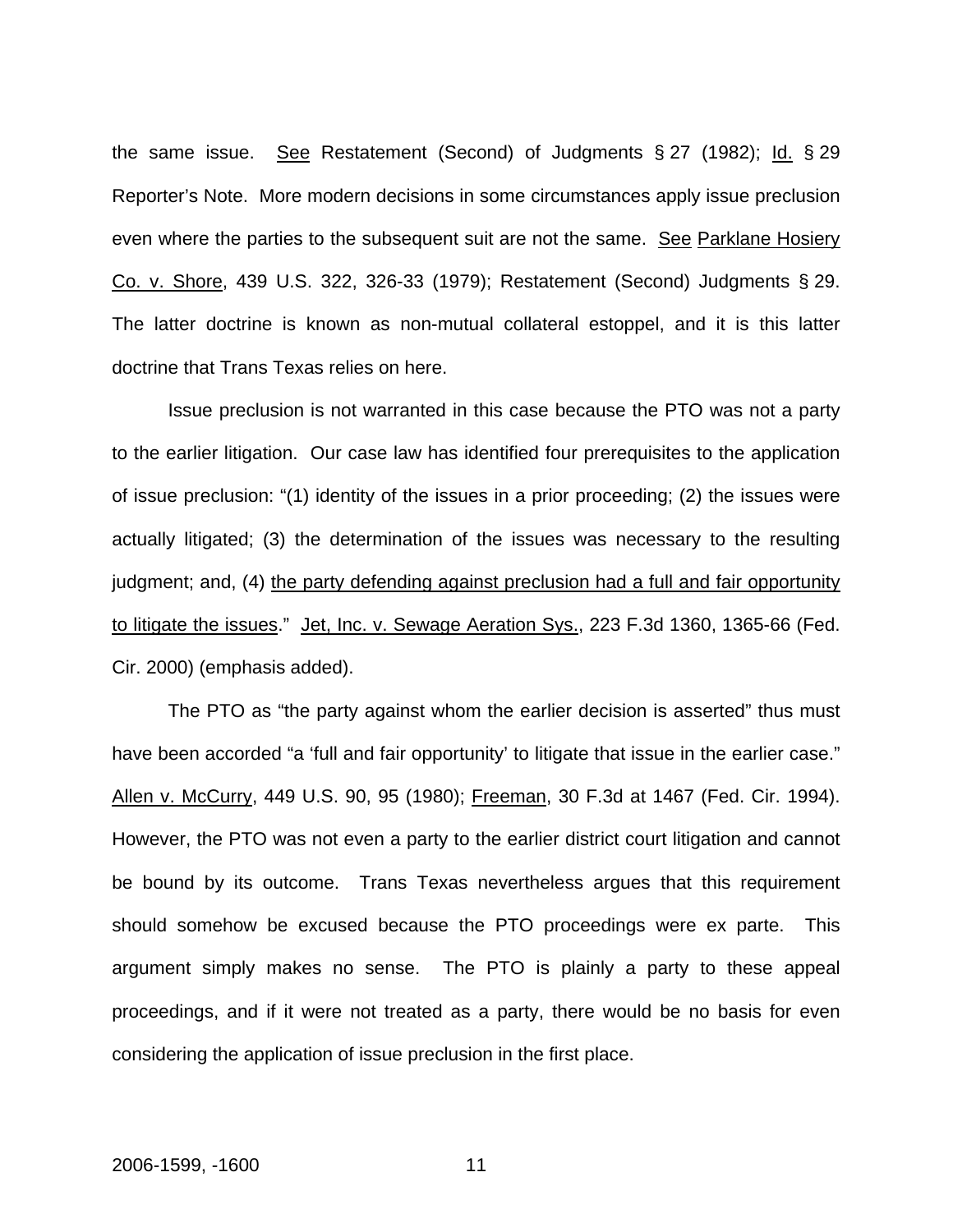the same issue. See Restatement (Second) of Judgments § 27 (1982); Id. § 29 Reporter's Note. More modern decisions in some circumstances apply issue preclusion even where the parties to the subsequent suit are not the same. See Parklane Hosiery Co. v. Shore, 439 U.S. 322, 326-33 (1979); Restatement (Second) Judgments § 29. The latter doctrine is known as non-mutual collateral estoppel, and it is this latter doctrine that Trans Texas relies on here.

Issue preclusion is not warranted in this case because the PTO was not a party to the earlier litigation. Our case law has identified four prerequisites to the application of issue preclusion: "(1) identity of the issues in a prior proceeding; (2) the issues were actually litigated; (3) the determination of the issues was necessary to the resulting judgment; and, (4) the party defending against preclusion had a full and fair opportunity to litigate the issues." Jet, Inc. v. Sewage Aeration Sys., 223 F.3d 1360, 1365-66 (Fed. Cir. 2000) (emphasis added).

The PTO as "the party against whom the earlier decision is asserted" thus must have been accorded "a 'full and fair opportunity' to litigate that issue in the earlier case." Allen v. McCurry, 449 U.S. 90, 95 (1980); Freeman, 30 F.3d at 1467 (Fed. Cir. 1994). However, the PTO was not even a party to the earlier district court litigation and cannot be bound by its outcome. Trans Texas nevertheless argues that this requirement should somehow be excused because the PTO proceedings were ex parte. This argument simply makes no sense. The PTO is plainly a party to these appeal proceedings, and if it were not treated as a party, there would be no basis for even considering the application of issue preclusion in the first place.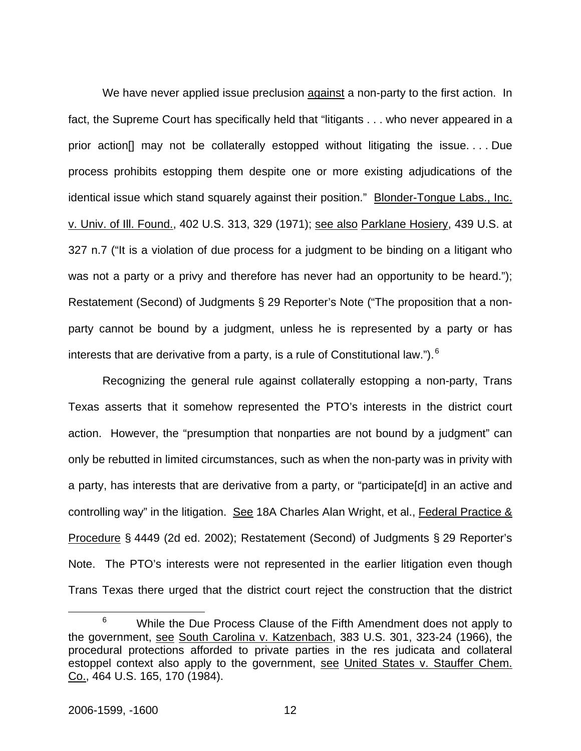We have never applied issue preclusion against a non-party to the first action. In fact, the Supreme Court has specifically held that "litigants . . . who never appeared in a prior action[] may not be collaterally estopped without litigating the issue. . . . Due process prohibits estopping them despite one or more existing adjudications of the identical issue which stand squarely against their position." Blonder-Tongue Labs., Inc. v. Univ. of Ill. Found., 402 U.S. 313, 329 (1971); see also Parklane Hosiery, 439 U.S. at 327 n.7 ("It is a violation of due process for a judgment to be binding on a litigant who was not a party or a privy and therefore has never had an opportunity to be heard."); Restatement (Second) of Judgments § 29 Reporter's Note ("The proposition that a non-party cannot be bound by a judgment, unless he is represented by a party or has interests that are derivative from a party, is a rule of Constitutional law.").[6]

Recognizing the general rule against collaterally estopping a non-party, Trans Texas asserts that it somehow represented the PTO's interests in the district court action. However, the "presumption that nonparties are not bound by a judgment" can only be rebutted in limited circumstances, such as when the non-party was in privity with a party, has interests that are derivative from a party, or "participate[d] in an active and controlling way" in the litigation. See 18A Charles Alan Wright, et al., Federal Practice & Procedure § 4449 (2d ed. 2002); Restatement (Second) of Judgments § 29 Reporter's Note. The PTO's interests were not represented in the earlier litigation even though Trans Texas there urged that the district court reject the construction that the district

[6] While the Due Process Clause of the Fifth Amendment does not apply to the government, see South Carolina v. Katzenbach, 383 U.S. 301, 323-24 (1966), the procedural protections afforded to private parties in the res judicata and collateral estoppel context also apply to the government, see United States v. Stauffer Chem. Co., 464 U.S. 165, 170 (1984).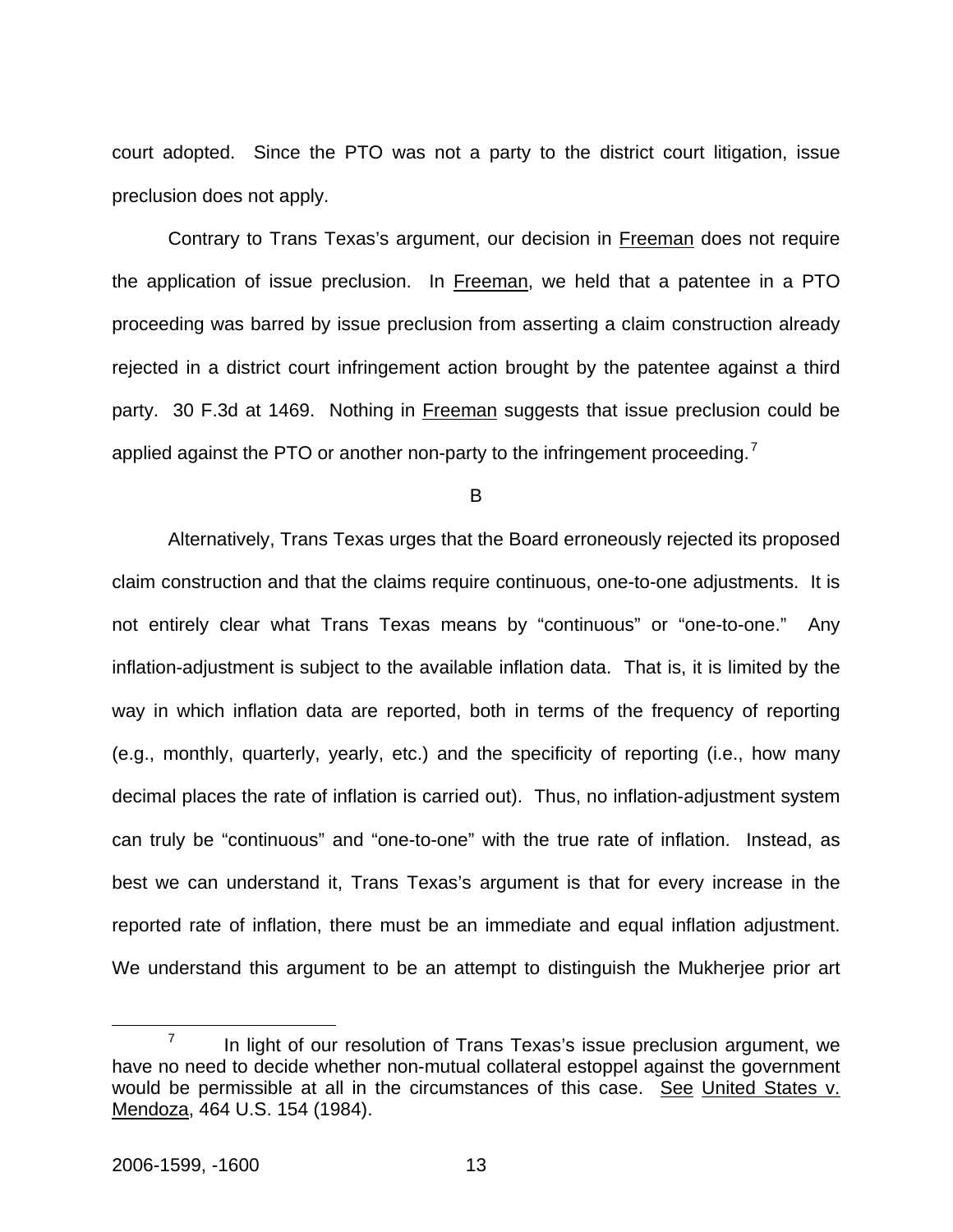court adopted. Since the PTO was not a party to the district court litigation, issue preclusion does not apply.

Contrary to Trans Texas's argument, our decision in Freeman does not require the application of issue preclusion. In Freeman, we held that a patentee in a PTO proceeding was barred by issue preclusion from asserting a claim construction already rejected in a district court infringement action brought by the patentee against a third party. 30 F.3d at 1469. Nothing in Freeman suggests that issue preclusion could be applied against the PTO or another non-party to the infringement proceeding.[7]

B

Alternatively, Trans Texas urges that the Board erroneously rejected its proposed claim construction and that the claims require continuous, one-to-one adjustments. It is not entirely clear what Trans Texas means by "continuous" or "one-to-one." Any inflation-adjustment is subject to the available inflation data. That is, it is limited by the way in which inflation data are reported, both in terms of the frequency of reporting (e.g., monthly, quarterly, yearly, etc.) and the specificity of reporting (i.e., how many decimal places the rate of inflation is carried out). Thus, no inflation-adjustment system can truly be "continuous" and "one-to-one" with the true rate of inflation. Instead, as best we can understand it, Trans Texas's argument is that for every increase in the reported rate of inflation, there must be an immediate and equal inflation adjustment. We understand this argument to be an attempt to distinguish the Mukherjee prior art

[7] In light of our resolution of Trans Texas's issue preclusion argument, we have no need to decide whether non-mutual collateral estoppel against the government would be permissible at all in the circumstances of this case. See United States v. Mendoza, 464 U.S. 154 (1984).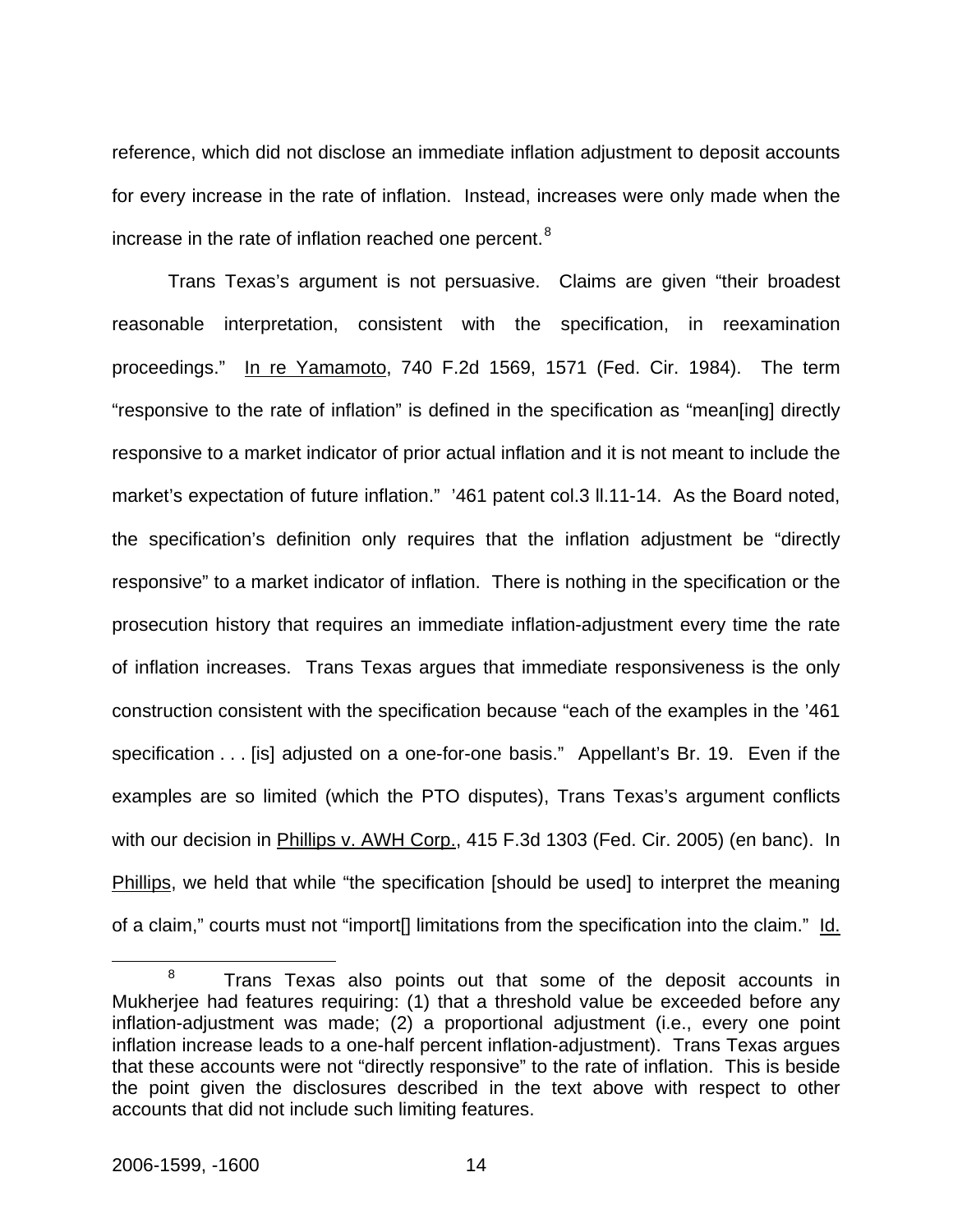reference, which did not disclose an immediate inflation adjustment to deposit accounts for every increase in the rate of inflation. Instead, increases were only made when the increase in the rate of inflation reached one percent.[8]

Trans Texas's argument is not persuasive. Claims are given "their broadest reasonable interpretation, consistent with the specification, in reexamination proceedings." In re Yamamoto, 740 F.2d 1569, 1571 (Fed. Cir. 1984). The term "responsive to the rate of inflation" is defined in the specification as "mean[ing] directly responsive to a market indicator of prior actual inflation and it is not meant to include the market's expectation of future inflation." '461 patent col.3 ll.11-14. As the Board noted, the specification's definition only requires that the inflation adjustment be "directly responsive" to a market indicator of inflation. There is nothing in the specification or the prosecution history that requires an immediate inflation-adjustment every time the rate of inflation increases. Trans Texas argues that immediate responsiveness is the only construction consistent with the specification because "each of the examples in the '461 specification . . . [is] adjusted on a one-for-one basis." Appellant's Br. 19. Even if the examples are so limited (which the PTO disputes), Trans Texas's argument conflicts with our decision in Phillips v. AWH Corp., 415 F.3d 1303 (Fed. Cir. 2005) (en banc). In Phillips, we held that while "the specification [should be used] to interpret the meaning of a claim," courts must not "import[] limitations from the specification into the claim." Id.

---

[8] Trans Texas also points out that some of the deposit accounts in Mukherjee had features requiring: (1) that a threshold value be exceeded before any inflation-adjustment was made; (2) a proportional adjustment (i.e., every one point inflation increase leads to a one-half percent inflation-adjustment). Trans Texas argues that these accounts were not "directly responsive" to the rate of inflation. This is beside the point given the disclosures described in the text above with respect to other accounts that did not include such limiting features.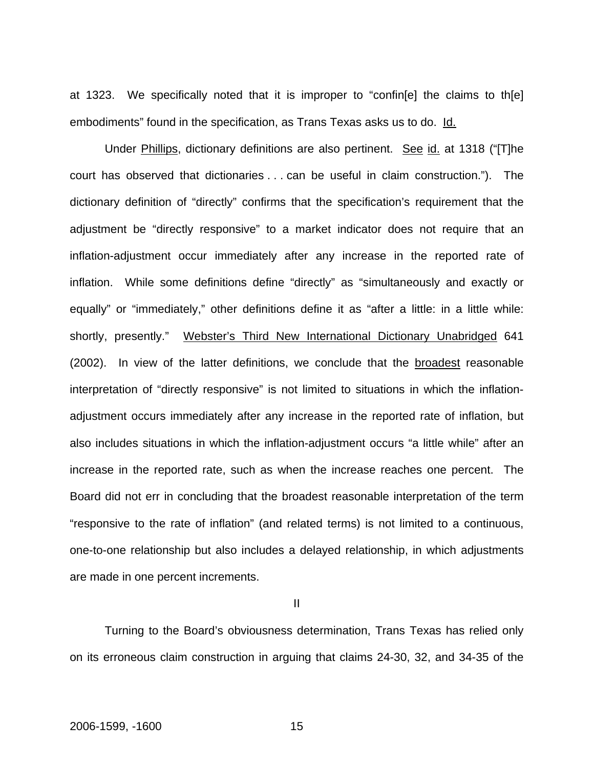at 1323. We specifically noted that it is improper to "confin[e] the claims to th[e] embodiments" found in the specification, as Trans Texas asks us to do. Id.

Under Phillips, dictionary definitions are also pertinent. See id. at 1318 ("[T]he court has observed that dictionaries . . . can be useful in claim construction."). The dictionary definition of "directly" confirms that the specification's requirement that the adjustment be "directly responsive" to a market indicator does not require that an inflation-adjustment occur immediately after any increase in the reported rate of inflation. While some definitions define "directly" as "simultaneously and exactly or equally" or "immediately," other definitions define it as "after a little: in a little while: shortly, presently." Webster's Third New International Dictionary Unabridged 641 (2002). In view of the latter definitions, we conclude that the broadest reasonable interpretation of "directly responsive" is not limited to situations in which the inflation-adjustment occurs immediately after any increase in the reported rate of inflation, but also includes situations in which the inflation-adjustment occurs "a little while" after an increase in the reported rate, such as when the increase reaches one percent. The Board did not err in concluding that the broadest reasonable interpretation of the term "responsive to the rate of inflation" (and related terms) is not limited to a continuous, one-to-one relationship but also includes a delayed relationship, in which adjustments are made in one percent increments.

## II

Turning to the Board's obviousness determination, Trans Texas has relied only on its erroneous claim construction in arguing that claims 24-30, 32, and 34-35 of the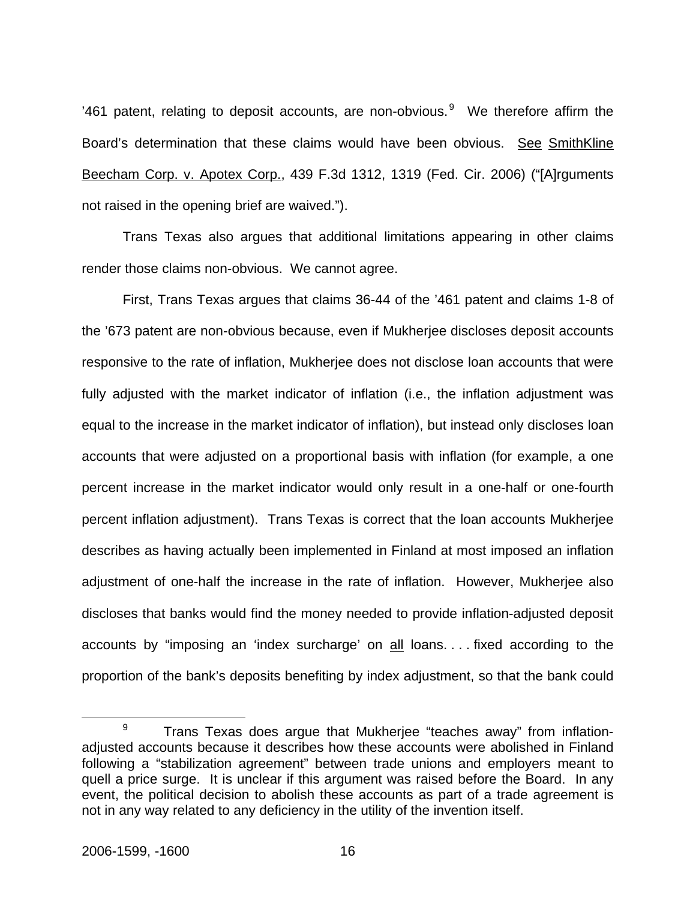'461 patent, relating to deposit accounts, are non-obvious.[9] We therefore affirm the Board's determination that these claims would have been obvious. See SmithKline Beecham Corp. v. Apotex Corp., 439 F.3d 1312, 1319 (Fed. Cir. 2006) ("[A]rguments not raised in the opening brief are waived.").

Trans Texas also argues that additional limitations appearing in other claims render those claims non-obvious. We cannot agree.

First, Trans Texas argues that claims 36-44 of the '461 patent and claims 1-8 of the '673 patent are non-obvious because, even if Mukherjee discloses deposit accounts responsive to the rate of inflation, Mukherjee does not disclose loan accounts that were fully adjusted with the market indicator of inflation (i.e., the inflation adjustment was equal to the increase in the market indicator of inflation), but instead only discloses loan accounts that were adjusted on a proportional basis with inflation (for example, a one percent increase in the market indicator would only result in a one-half or one-fourth percent inflation adjustment). Trans Texas is correct that the loan accounts Mukherjee describes as having actually been implemented in Finland at most imposed an inflation adjustment of one-half the increase in the rate of inflation. However, Mukherjee also discloses that banks would find the money needed to provide inflation-adjusted deposit accounts by "imposing an 'index surcharge' on all loans. . . . fixed according to the proportion of the bank's deposits benefiting by index adjustment, so that the bank could

[9] Trans Texas does argue that Mukherjee "teaches away" from inflation-adjusted accounts because it describes how these accounts were abolished in Finland following a "stabilization agreement" between trade unions and employers meant to quell a price surge. It is unclear if this argument was raised before the Board. In any event, the political decision to abolish these accounts as part of a trade agreement is not in any way related to any deficiency in the utility of the invention itself.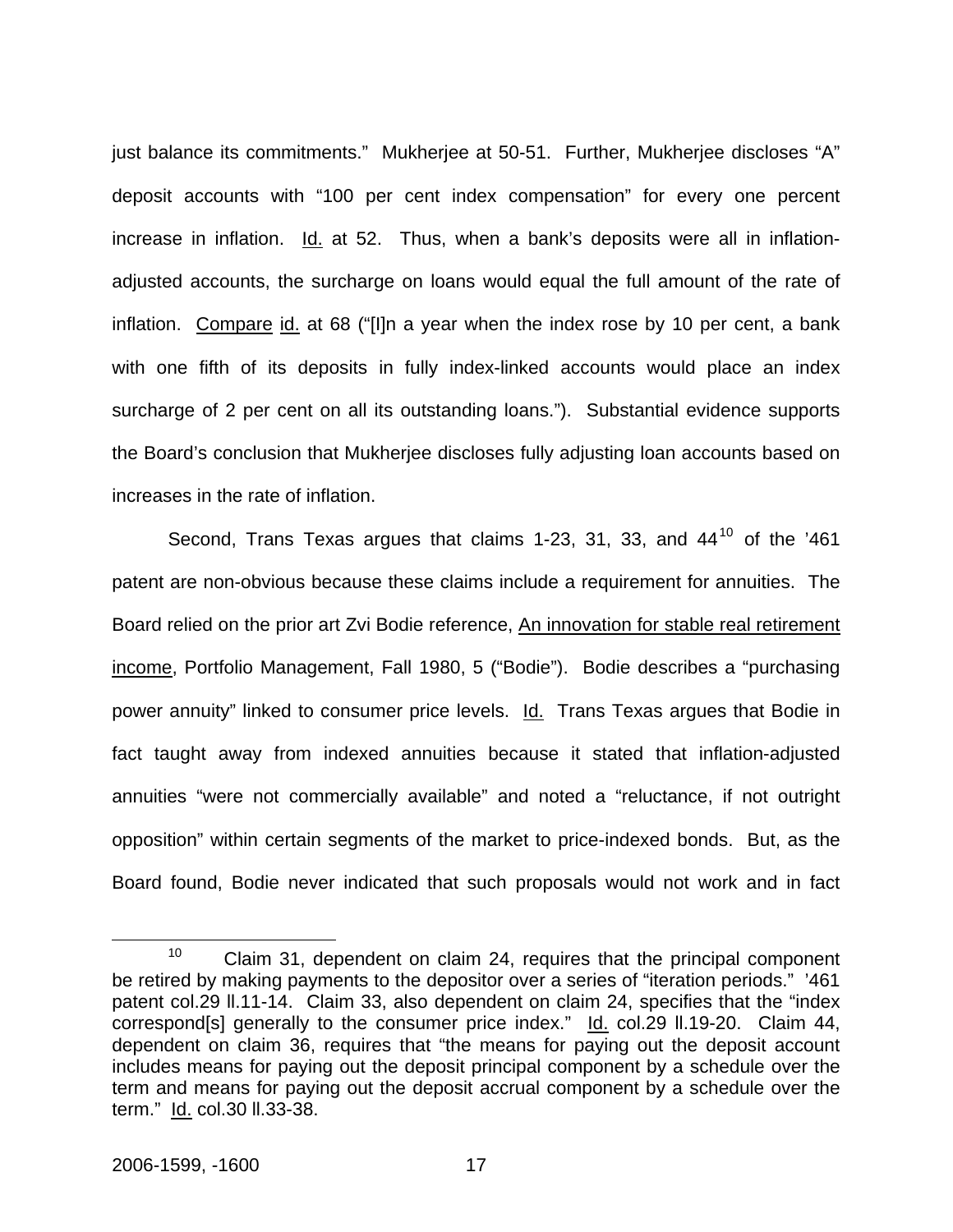just balance its commitments." Mukherjee at 50-51. Further, Mukherjee discloses "A" deposit accounts with "100 per cent index compensation" for every one percent increase in inflation. Id. at 52. Thus, when a bank's deposits were all in inflation-adjusted accounts, the surcharge on loans would equal the full amount of the rate of inflation. Compare id. at 68 ("[I]n a year when the index rose by 10 per cent, a bank with one fifth of its deposits in fully index-linked accounts would place an index surcharge of 2 per cent on all its outstanding loans."). Substantial evidence supports the Board's conclusion that Mukherjee discloses fully adjusting loan accounts based on increases in the rate of inflation.

Second, Trans Texas argues that claims 1-23, 31, 33, and 44[10] of the '461 patent are non-obvious because these claims include a requirement for annuities. The Board relied on the prior art Zvi Bodie reference, An innovation for stable real retirement income, Portfolio Management, Fall 1980, 5 ("Bodie"). Bodie describes a "purchasing power annuity" linked to consumer price levels. Id. Trans Texas argues that Bodie in fact taught away from indexed annuities because it stated that inflation-adjusted annuities "were not commercially available" and noted a "reluctance, if not outright opposition" within certain segments of the market to price-indexed bonds. But, as the Board found, Bodie never indicated that such proposals would not work and in fact

[10] Claim 31, dependent on claim 24, requires that the principal component be retired by making payments to the depositor over a series of "iteration periods." '461 patent col.29 ll.11-14. Claim 33, also dependent on claim 24, specifies that the "index correspond[s] generally to the consumer price index." Id. col.29 ll.19-20. Claim 44, dependent on claim 36, requires that "the means for paying out the deposit account includes means for paying out the deposit principal component by a schedule over the term and means for paying out the deposit accrual component by a schedule over the term." Id. col.30 ll.33-38.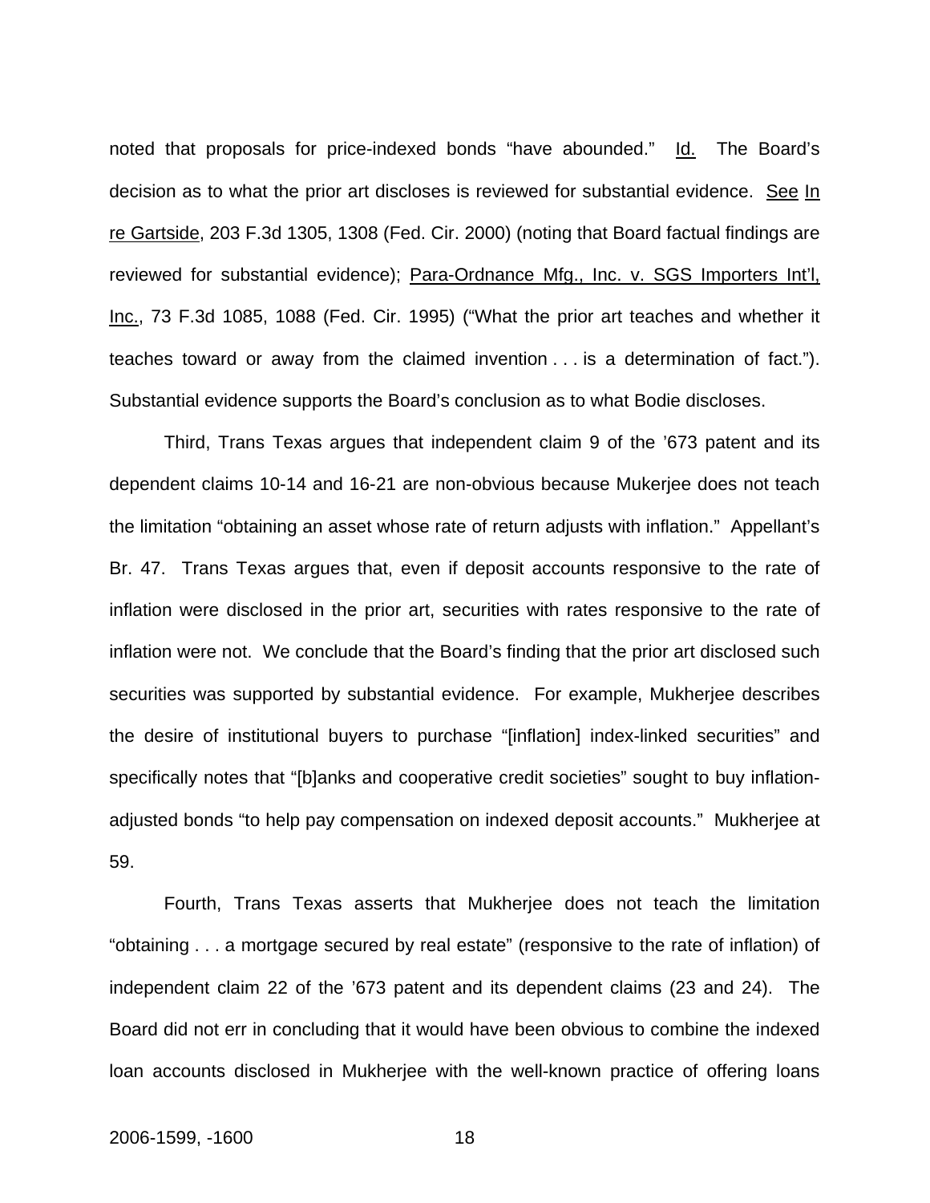noted that proposals for price-indexed bonds "have abounded." Id. The Board's decision as to what the prior art discloses is reviewed for substantial evidence. See In re Gartside, 203 F.3d 1305, 1308 (Fed. Cir. 2000) (noting that Board factual findings are reviewed for substantial evidence); Para-Ordnance Mfg., Inc. v. SGS Importers Int'l, Inc., 73 F.3d 1085, 1088 (Fed. Cir. 1995) ("What the prior art teaches and whether it teaches toward or away from the claimed invention . . . is a determination of fact."). Substantial evidence supports the Board's conclusion as to what Bodie discloses.

Third, Trans Texas argues that independent claim 9 of the '673 patent and its dependent claims 10-14 and 16-21 are non-obvious because Mukerjee does not teach the limitation "obtaining an asset whose rate of return adjusts with inflation." Appellant's Br. 47. Trans Texas argues that, even if deposit accounts responsive to the rate of inflation were disclosed in the prior art, securities with rates responsive to the rate of inflation were not. We conclude that the Board's finding that the prior art disclosed such securities was supported by substantial evidence. For example, Mukherjee describes the desire of institutional buyers to purchase "[inflation] index-linked securities" and specifically notes that "[b]anks and cooperative credit societies" sought to buy inflation-adjusted bonds "to help pay compensation on indexed deposit accounts." Mukherjee at 59.

Fourth, Trans Texas asserts that Mukherjee does not teach the limitation "obtaining . . . a mortgage secured by real estate" (responsive to the rate of inflation) of independent claim 22 of the '673 patent and its dependent claims (23 and 24). The Board did not err in concluding that it would have been obvious to combine the indexed loan accounts disclosed in Mukherjee with the well-known practice of offering loans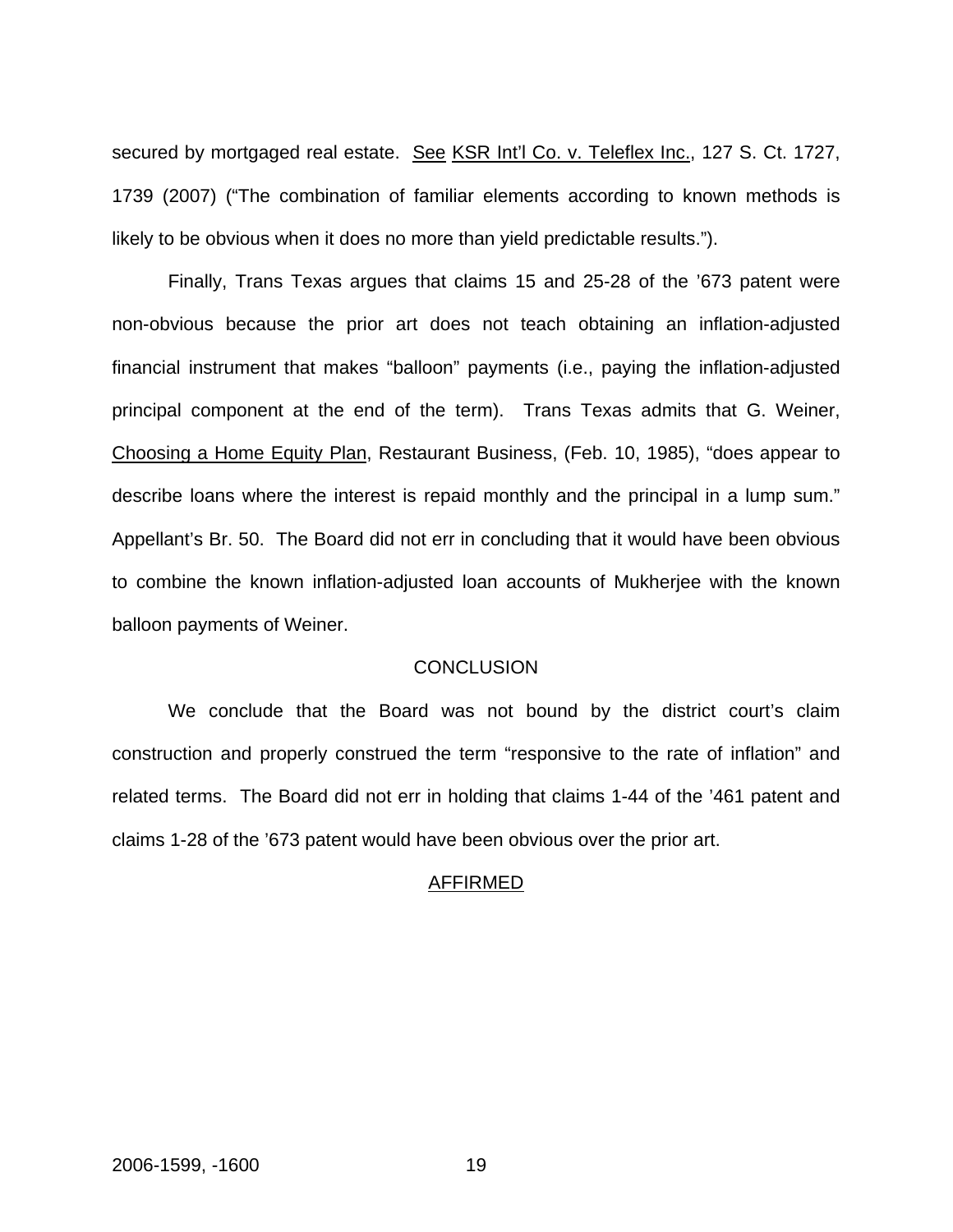secured by mortgaged real estate. See KSR Int'l Co. v. Teleflex Inc., 127 S. Ct. 1727, 1739 (2007) ("The combination of familiar elements according to known methods is likely to be obvious when it does no more than yield predictable results.").

Finally, Trans Texas argues that claims 15 and 25-28 of the '673 patent were non-obvious because the prior art does not teach obtaining an inflation-adjusted financial instrument that makes "balloon" payments (i.e., paying the inflation-adjusted principal component at the end of the term). Trans Texas admits that G. Weiner, Choosing a Home Equity Plan, Restaurant Business, (Feb. 10, 1985), "does appear to describe loans where the interest is repaid monthly and the principal in a lump sum." Appellant's Br. 50. The Board did not err in concluding that it would have been obvious to combine the known inflation-adjusted loan accounts of Mukherjee with the known balloon payments of Weiner.

## CONCLUSION

We conclude that the Board was not bound by the district court's claim construction and properly construed the term "responsive to the rate of inflation" and related terms. The Board did not err in holding that claims 1-44 of the '461 patent and claims 1-28 of the '673 patent would have been obvious over the prior art.

AFFIRMED